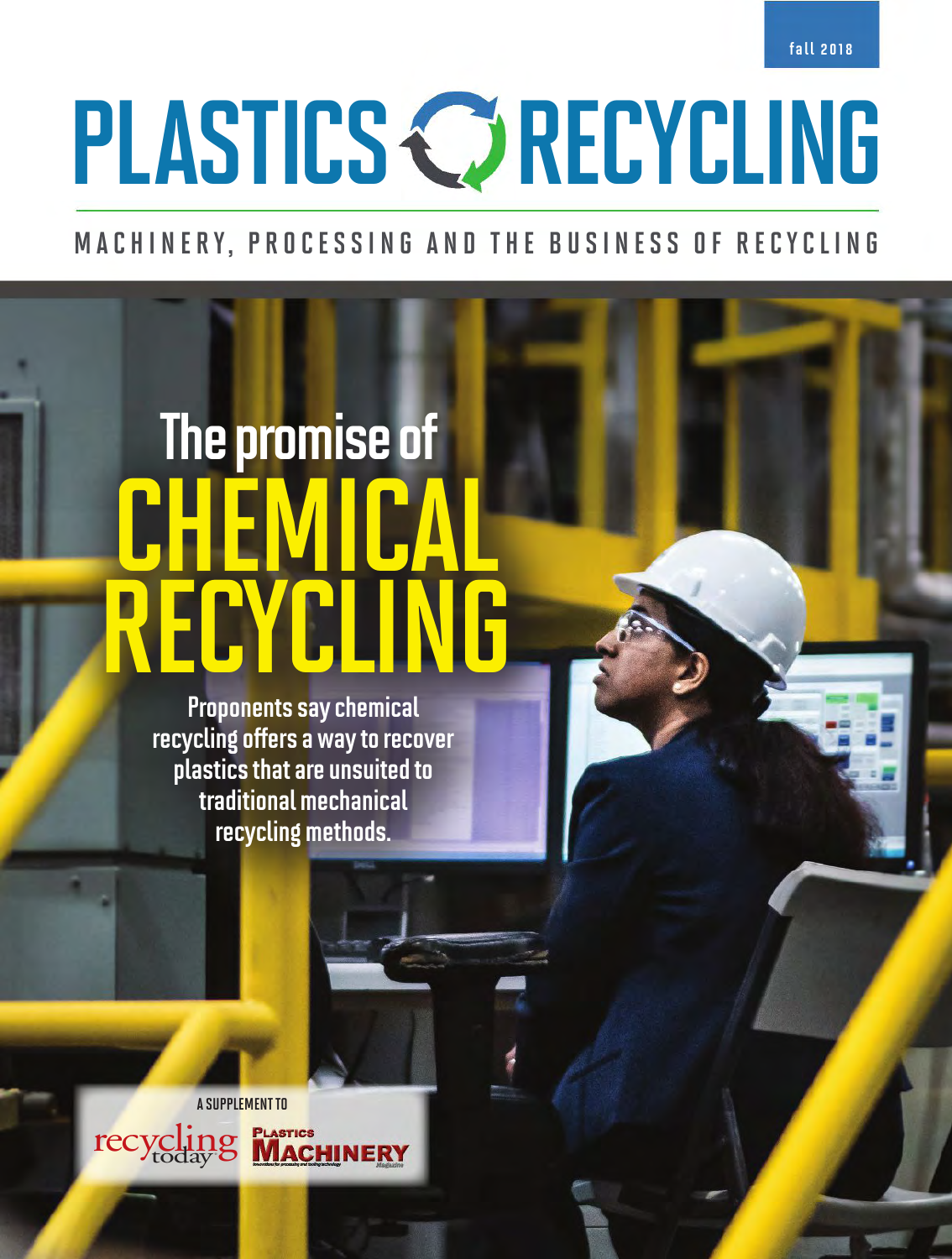fall 2018

# PLASTICS RECYCLING

MACHINERY, PROCESSING AND THE BUSINESS OF RECYCLING

## The promise of CHEMICAL RECYCLING

**Proponents say chemical recycling offers a way to recover plastics that are unsuited to traditional mechanical recycling methods.**

A SUPPLEMENT TO

recycling today

Plastics MACHINERY Magazine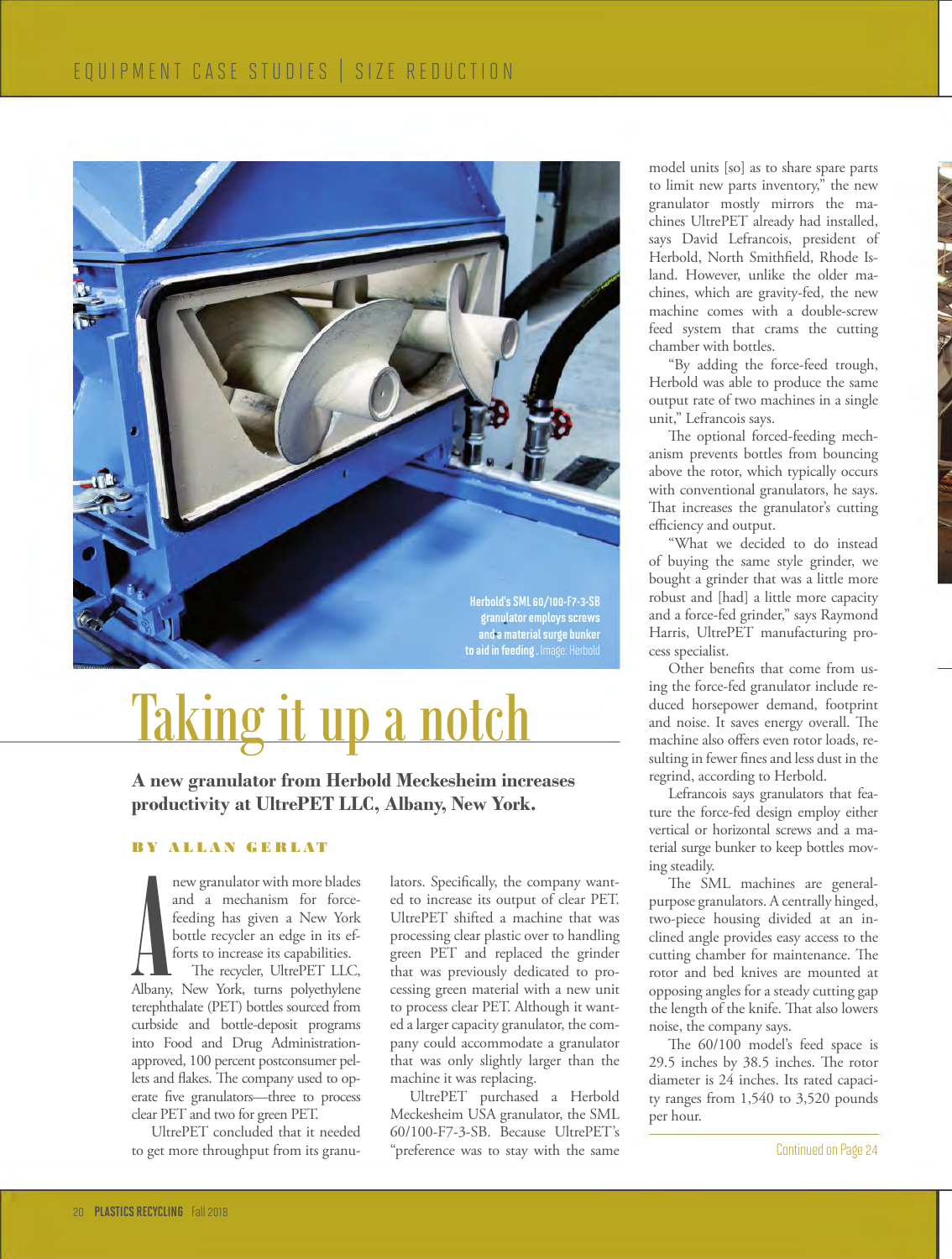Herbold's SML 60/100-F7-3-SB granulator employs screws and a material surge bunker to aid in feeding. Image: Herbold

# Taking it up a notch

**A new granulator from Herbold Meckesheim increases productivity at UltrePET LLC, Albany, New York.**

**BY ALLAN GERLAT**

A new granulator with more blades and a mechanism for force-feeding has given a New York bottle recycler an edge in its efforts to increase its capabilities.

The recycler, UltrePET LLC, Albany, New York, turns polyethylene terephthalate (PET) bottles sourced from curbside and bottle-deposit programs into Food and Drug Administration-approved, 100 percent postconsumer pellets and flakes. The company used to operate five granulators—three to process clear PET and two for green PET.

UltrePET concluded that it needed to get more throughput from its granulators. Specifically, the company wanted to increase its output of clear PET. UltrePET shifted a machine that was processing clear plastic over to handling green PET and replaced the grinder that was previously dedicated to processing green material with a new unit to process clear PET. Although it wanted a larger capacity granulator, the company could accommodate a granulator that was only slightly larger than the machine it was replacing.

UltrePET purchased a Herbold Meckesheim USA granulator, the SML 60/100-F7-3-SB. Because UltrePET's "preference was to stay with the same model units [so] as to share spare parts to limit new parts inventory," the new granulator mostly mirrors the machines UltrePET already had installed, says David Lefrancois, president of Herbold, North Smithfield, Rhode Island. However, unlike the older machines, which are gravity-fed, the new machine comes with a double-screw feed system that crams the cutting chamber with bottles.

"By adding the force-feed trough, Herbold was able to produce the same output rate of two machines in a single unit," Lefrancois says.

The optional forced-feeding mechanism prevents bottles from bouncing above the rotor, which typically occurs with conventional granulators, he says. That increases the granulator's cutting efficiency and output.

"What we decided to do instead of buying the same style grinder, we bought a grinder that was a little more robust and [had] a little more capacity and a force-fed grinder," says Raymond Harris, UltrePET manufacturing process specialist.

Other benefits that come from using the force-fed granulator include reduced horsepower demand, footprint and noise. It saves energy overall. The machine also offers even rotor loads, resulting in fewer fines and less dust in the regrind, according to Herbold.

Lefrancois says granulators that feature the force-fed design employ either vertical or horizontal screws and a material surge bunker to keep bottles moving steadily.

The SML machines are general-purpose granulators. A centrally hinged, two-piece housing divided at an inclined angle provides easy access to the cutting chamber for maintenance. The rotor and bed knives are mounted at opposing angles for a steady cutting gap the length of the knife. That also lowers noise, the company says.

The 60/100 model's feed space is 29.5 inches by 38.5 inches. The rotor diameter is 24 inches. Its rated capacity ranges from 1,540 to 3,520 pounds per hour.

Continued on Page 24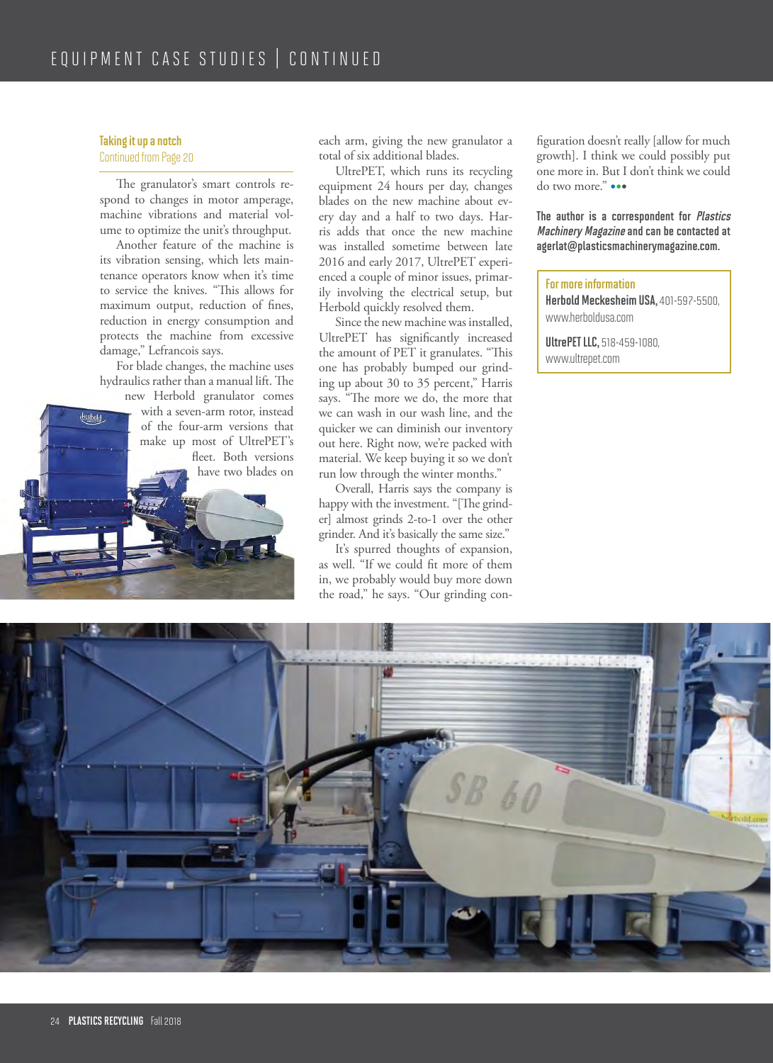### Taking it up a notch

Continued from Page 20

The granulator's smart controls respond to changes in motor amperage, machine vibrations and material volume to optimize the unit's throughput.

Another feature of the machine is its vibration sensing, which lets maintenance operators know when it's time to service the knives. "This allows for maximum output, reduction of fines, reduction in energy consumption and protects the machine from excessive damage," Lefrancois says.

For blade changes, the machine uses hydraulics rather than a manual lift. The new Herbold granulator comes with a seven-arm rotor, instead of the four-arm versions that make up most of UltrePET's fleet. Both versions have two blades on each arm, giving the new granulator a total of six additional blades.

UltrePET, which runs its recycling equipment 24 hours per day, changes blades on the new machine about every day and a half to two days. Harris adds that once the new machine was installed sometime between late 2016 and early 2017, UltrePET experienced a couple of minor issues, primarily involving the electrical setup, but Herbold quickly resolved them.

Since the new machine was installed, UltrePET has significantly increased the amount of PET it granulates. "This one has probably bumped our grinding up about 30 to 35 percent," Harris says. "The more we do, the more that we can wash in our wash line, and the quicker we can diminish our inventory out here. Right now, we're packed with material. We keep buying it so we don't run low through the winter months."

Overall, Harris says the company is happy with the investment. "[The grinder] almost grinds 2-to-1 over the other grinder. And it's basically the same size."

It's spurred thoughts of expansion, as well. "If we could fit more of them in, we probably would buy more down the road," he says. "Our grinding configuration doesn't really [allow for much growth]. I think we could possibly put one more in. But I don't think we could do two more." •••

**The author is a correspondent for *Plastics Machinery Magazine* and can be contacted at agerlat@plasticsmachinerymagazine.com.**

**For more information**

**Herbold Meckesheim USA,** 401-597-5500, www.herboldusa.com

**UltrePET LLC,** 518-459-1080, www.ultrepet.com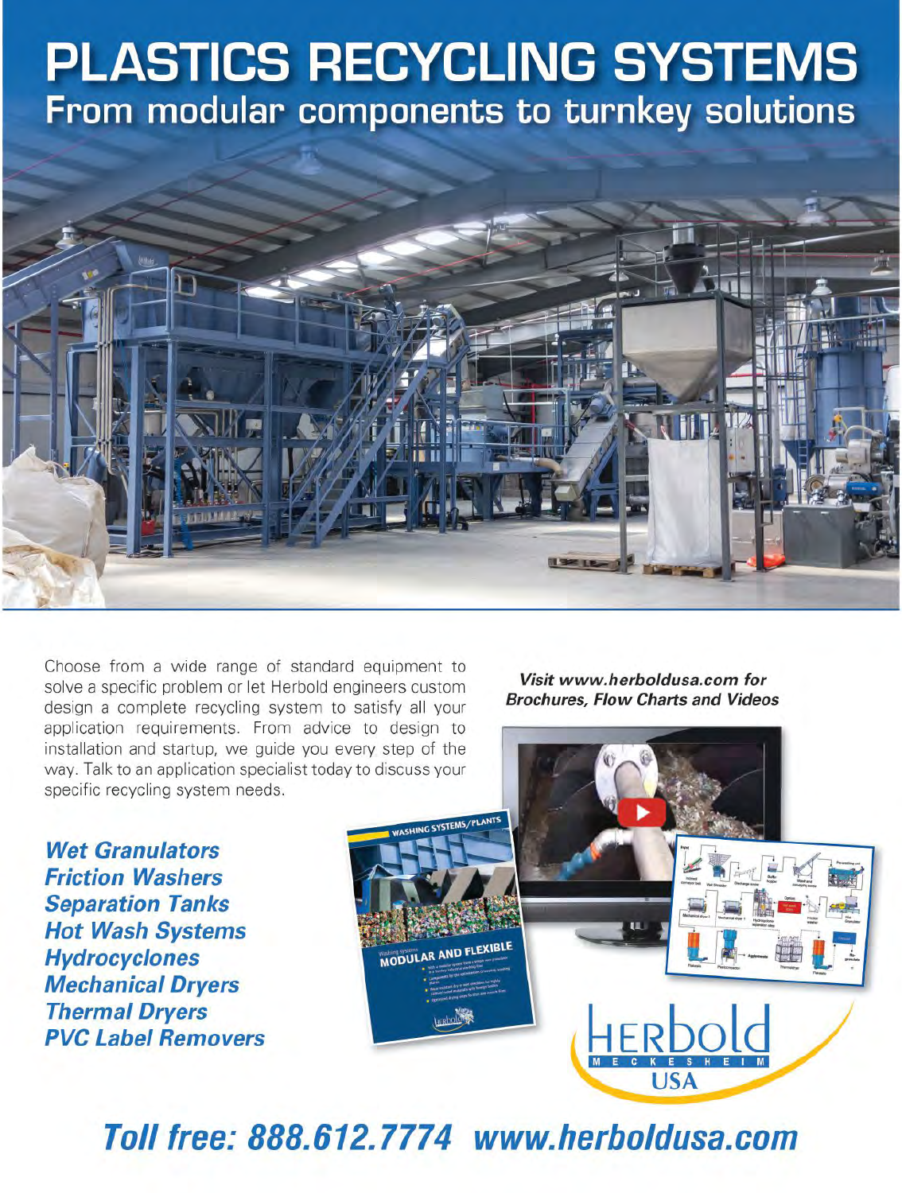# PLASTICS RECYCLING SYSTEMS

## From modular components to turnkey solutions

Choose from a wide range of standard equipment to solve a specific problem or let Herbold engineers custom design a complete recycling system to satisfy all your application requirements. From advice to design to installation and startup, we guide you every step of the way. Talk to an application specialist today to discuss your specific recycling system needs.

***Visit www.herboldusa.com for Brochures, Flow Charts and Videos***

***Wet Granulators***
***Friction Washers***
***Separation Tanks***
***Hot Wash Systems***
***Hydrocyclones***
***Mechanical Dryers***
***Thermal Dryers***
***PVC Label Removers***

HERBOLD MECKESHEIM USA

***Toll free: 888.612.7774 www.herboldusa.com***